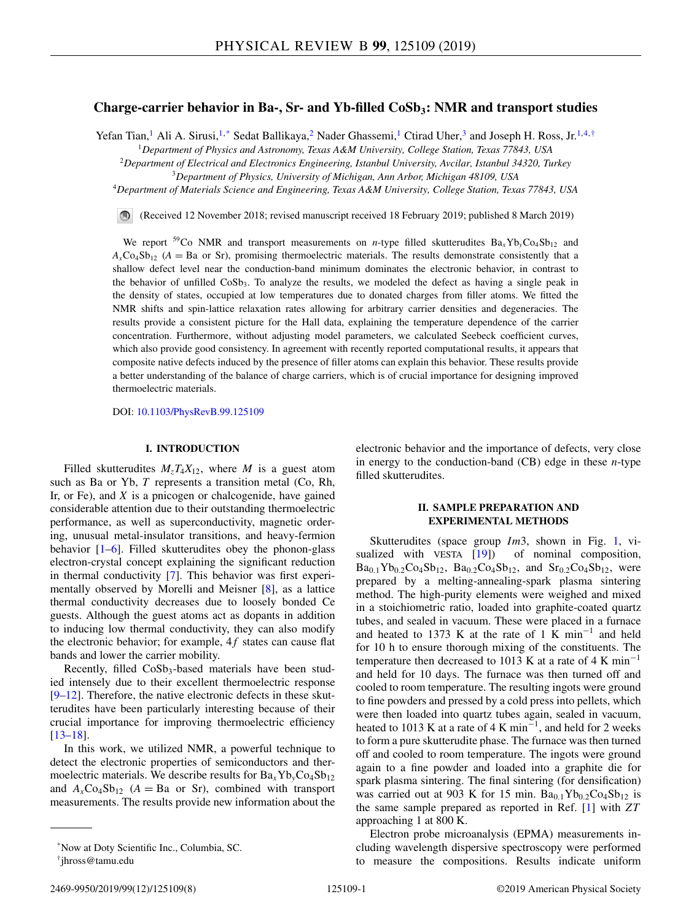# Charge-carrier behavior in Ba-, Sr- and Yb-filled $CoSb_3$: NMR and transport studies

Yefan Tian,[1] Ali A. Sirusi,[1,*] Sedat Ballikaya,[2] Nader Ghassemi,[1] Ctirad Uher,[3] and Joseph H. Ross, Jr.[1,4,†]

[1]Department of Physics and Astronomy, Texas A&M University, College Station, Texas 77843, USA

[2]Department of Electrical and Electronics Engineering, Istanbul University, Avcilar, Istanbul 34320, Turkey

[3]Department of Physics, University of Michigan, Ann Arbor, Michigan 48109, USA

[4]Department of Materials Science and Engineering, Texas A&M University, College Station, Texas 77843, USA

(Received 12 November 2018; revised manuscript received 18 February 2019; published 8 March 2019)

We report $^{59}$Co NMR and transport measurements on $n$-type filled skutterudites $Ba_xYb_yCo_4Sb_{12}$ and $A_xCo_4Sb_{12}$ ($A$ = Ba or Sr), promising thermoelectric materials. The results demonstrate consistently that a shallow defect level near the conduction-band minimum dominates the electronic behavior, in contrast to the behavior of unfilled $CoSb_3$. To analyze the results, we modeled the defect as having a single peak in the density of states, occupied at low temperatures due to donated charges from filler atoms. We fitted the NMR shifts and spin-lattice relaxation rates allowing for arbitrary carrier densities and degeneracies. The results provide a consistent picture for the Hall data, explaining the temperature dependence of the carrier concentration. Furthermore, without adjusting model parameters, we calculated Seebeck coefficient curves, which also provide good consistency. In agreement with recently reported computational results, it appears that composite native defects induced by the presence of filler atoms can explain this behavior. These results provide a better understanding of the balance of charge carriers, which is of crucial importance for designing improved thermoelectric materials.

DOI: 10.1103/PhysRevB.99.125109

## I. INTRODUCTION

Filled skutterudites $M_zT_4X_{12}$, where $M$ is a guest atom such as Ba or Yb, $T$ represents a transition metal (Co, Rh, Ir, or Fe), and $X$ is a pnicogen or chalcogenide, have gained considerable attention due to their outstanding thermoelectric performance, as well as superconductivity, magnetic ordering, unusual metal-insulator transitions, and heavy-fermion behavior [1–6]. Filled skutterudites obey the phonon-glass electron-crystal concept explaining the significant reduction in thermal conductivity [7]. This behavior was first experimentally observed by Morelli and Meisner [8], as a lattice thermal conductivity decreases due to loosely bonded Ce guests. Although the guest atoms act as dopants in addition to inducing low thermal conductivity, they can also modify the electronic behavior; for example, $4f$ states can cause flat bands and lower the carrier mobility.

Recently, filled $CoSb_3$-based materials have been studied intensely due to their excellent thermoelectric response [9–12]. Therefore, the native electronic defects in these skutterudites have been particularly interesting because of their crucial importance for improving thermoelectric efficiency [13–18].

In this work, we utilized NMR, a powerful technique to detect the electronic properties of semiconductors and thermoelectric materials. We describe results for $Ba_xYb_yCo_4Sb_{12}$ and $A_xCo_4Sb_{12}$ ($A$ = Ba or Sr), combined with transport measurements. The results provide new information about the electronic behavior and the importance of defects, very close in energy to the conduction-band (CB) edge in these $n$-type filled skutterudites.

## II. SAMPLE PREPARATION AND EXPERIMENTAL METHODS

Skutterudites (space group $Im3$, shown in Fig. 1, visualized with VESTA [19]) of nominal composition, $Ba_{0.1}Yb_{0.2}Co_4Sb_{12}$, $Ba_{0.2}Co_4Sb_{12}$, and $Sr_{0.2}Co_4Sb_{12}$, were prepared by a melting-annealing-spark plasma sintering method. The high-purity elements were weighed and mixed in a stoichiometric ratio, loaded into graphite-coated quartz tubes, and sealed in vacuum. These were placed in a furnace and heated to 1373 K at the rate of 1 K $min^{-1}$ and held for 10 h to ensure thorough mixing of the constituents. The temperature then decreased to 1013 K at a rate of 4 K $min^{-1}$ and held for 10 days. The furnace was then turned off and cooled to room temperature. The resulting ingots were ground to fine powders and pressed by a cold press into pellets, which were then loaded into quartz tubes again, sealed in vacuum, heated to 1013 K at 4 K $min^{-1}$, and held for 2 weeks to form a pure skutterudite phase. The furnace was then turned off and cooled to room temperature. The ingots were ground again to a fine powder and loaded into a graphite die for spark plasma sintering. The final sintering (for densification) was carried out at 903 K for 15 min. $Ba_{0.1}Yb_{0.2}Co_4Sb_{12}$ is the same sample prepared as reported in Ref. [1] with $ZT$ approaching 1 at 800 K.

Electron probe microanalysis (EPMA) measurements including wavelength dispersive spectroscopy were performed to measure the compositions. Results indicate uniform

*Now at Doty Scientific Inc., Columbia, SC.

†jhross@tamu.edu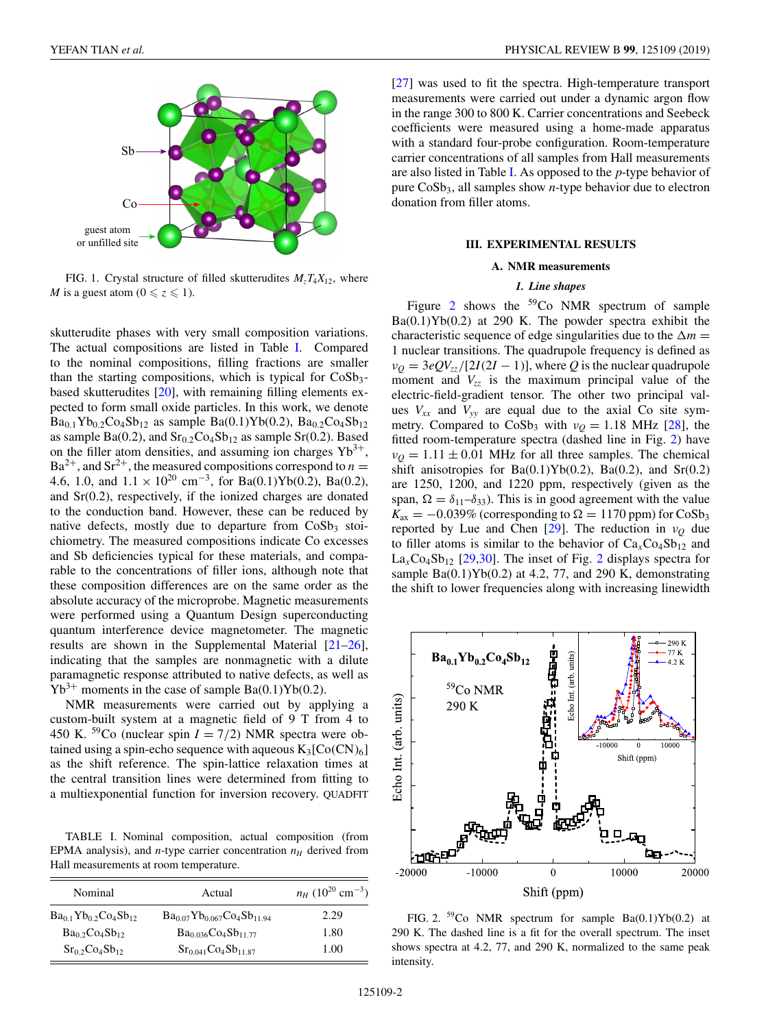FIG. 1. Crystal structure of filled skutterudites $M_zT_4X_{12}$, where $M$ is a guest atom ($0 \leqslant z \leqslant 1$).

skutterudite phases with very small composition variations. The actual compositions are listed in Table I. Compared to the nominal compositions, filling fractions are smaller than the starting compositions, which is typical for $CoSb_3$-based skutterudites [20], with remaining filling elements expected to form small oxide particles. In this work, we denote $Ba_{0.1}Yb_{0.2}Co_4Sb_{12}$ as sample Ba(0.1)Yb(0.2), $Ba_{0.2}Co_4Sb_{12}$ as sample Ba(0.2), and $Sr_{0.2}Co_4Sb_{12}$ as sample Sr(0.2). Based on the filler atom densities, and assuming ion charges $Yb^{3+}$, $Ba^{2+}$, and $Sr^{2+}$, the nominal compositions correspond to $n =$ 4.6, 1.0, and $1.1 \times 10^{20}$ cm$^{-3}$, for Ba(0.1)Yb(0.2), Ba(0.2), and Sr(0.2), respectively, if the ionized charges are donated to the conduction band. However, these can be reduced by native defects, mostly due to departure from $CoSb_3$ stoichiometry. The measured compositions indicate Co excesses and Sb deficiencies typical for these materials, and comparable to the concentrations of filler ions, although note that these composition differences are on the same order as the absolute accuracy of the microprobe. Magnetic measurements were performed using a Quantum Design superconducting quantum interference device magnetometer. The magnetic results are shown in the Supplemental Material [21–26], indicating that the samples are nonmagnetic with a dilute paramagnetic response attributed to native defects, as well as $Yb^{3+}$ moments in the case of sample Ba(0.1)Yb(0.2).

NMR measurements were carried out by applying a custom-built system at a magnetic field of 9 T from 4 to 450 K. $^{59}$Co (nuclear spin $I = 7/2$) NMR spectra were obtained using a spin-echo sequence with aqueous $K_3[Co(CN)_6]$ as the shift reference. The spin-lattice relaxation times at the central transition lines were determined from fitting to a multiexponential function for inversion recovery. QUADFIT [27] was used to fit the spectra. High-temperature transport measurements were carried out under a dynamic argon flow in the range 300 to 800 K. Carrier concentrations and Seebeck coefficients were measured using a home-made apparatus with a standard four-probe configuration. Room-temperature carrier concentrations of all samples from Hall measurements are also listed in Table I. As opposed to the $p$-type behavior of pure $CoSb_3$, all samples show $n$-type behavior due to electron donation from filler atoms.

TABLE I. Nominal composition, actual composition (from EPMA analysis), and $n$-type carrier concentration $n_H$ derived from Hall measurements at room temperature.

| Nominal | Actual | $n_H$ ($10^{20}$ cm$^{-3}$) |
|---|---|---|
| $Ba_{0.1}Yb_{0.2}Co_4Sb_{12}$ | $Ba_{0.07}Yb_{0.067}Co_4Sb_{11.94}$ | 2.29 |
| $Ba_{0.2}Co_4Sb_{12}$ | $Ba_{0.036}Co_4Sb_{11.77}$ | 1.80 |
| $Sr_{0.2}Co_4Sb_{12}$ | $Sr_{0.041}Co_4Sb_{11.87}$ | 1.00 |

## III. EXPERIMENTAL RESULTS

### A. NMR measurements

#### *1. Line shapes*

Figure 2 shows the $^{59}$Co NMR spectrum of sample Ba(0.1)Yb(0.2) at 290 K. The powder spectra exhibit the characteristic sequence of edge singularities due to the $\Delta m = 1$ nuclear transitions. The quadrupole frequency is defined as $\nu_Q = 3eQV_{zz}/[2I(2I-1)]$, where $Q$ is the nuclear quadrupole moment and $V_{zz}$ is the maximum principal value of the electric-field-gradient tensor. The other two principal values $V_{xx}$ and $V_{yy}$ are equal due to the axial Co site symmetry. Compared to $CoSb_3$ with $\nu_Q = 1.18$ MHz [28], the fitted room-temperature spectra (dashed line in Fig. 2) have $\nu_Q = 1.11 \pm 0.01$ MHz for all three samples. The chemical shift anisotropies for Ba(0.1)Yb(0.2), Ba(0.2), and Sr(0.2) are 1250, 1200, and 1220 ppm, respectively (given as the span, $\Omega = \delta_{11}$–$\delta_{33}$). This is in good agreement with the value $K_{ax} = -0.039\%$ (corresponding to $\Omega = 1170$ ppm) for $CoSb_3$ reported by Lue and Chen [29]. The reduction in $\nu_Q$ due to filler atoms is similar to the behavior of $Ca_xCo_4Sb_{12}$ and $La_xCo_4Sb_{12}$ [29,30]. The inset of Fig. 2 displays spectra for sample Ba(0.1)Yb(0.2) at 4.2, 77, and 290 K, demonstrating the shift to lower frequencies along with increasing linewidth

FIG. 2. $^{59}$Co NMR spectrum for sample Ba(0.1)Yb(0.2) at 290 K. The dashed line is a fit for the overall spectrum. The inset shows spectra at 4.2, 77, and 290 K, normalized to the same peak intensity.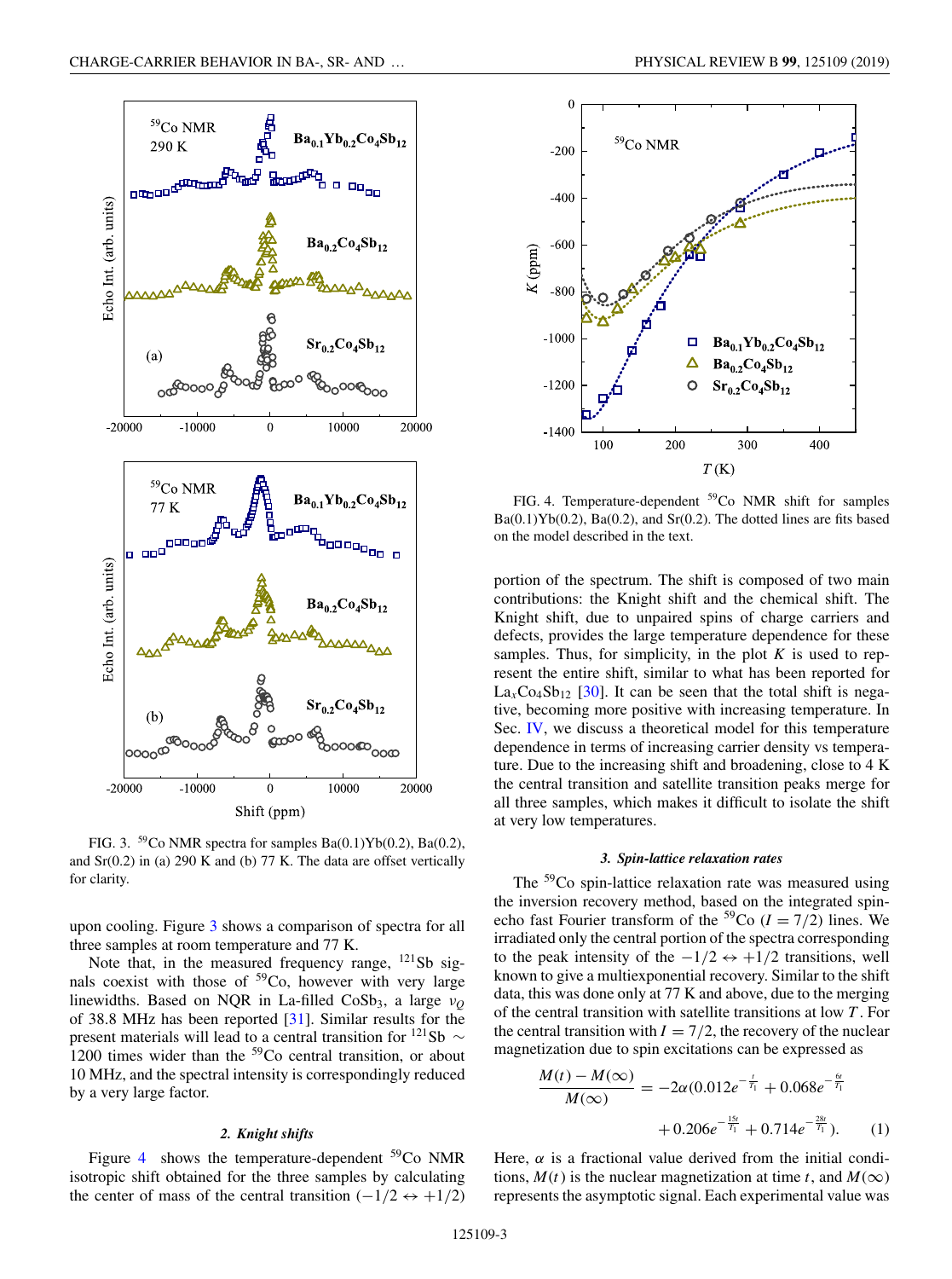FIG. 3. $^{59}$Co NMR spectra for samples Ba(0.1)Yb(0.2), Ba(0.2), and Sr(0.2) in (a) 290 K and (b) 77 K. The data are offset vertically for clarity.

upon cooling. Figure 3 shows a comparison of spectra for all three samples at room temperature and 77 K.

Note that, in the measured frequency range, $^{121}$Sb signals coexist with those of $^{59}$Co, however with very large linewidths. Based on NQR in La-filled $CoSb_3$, a large $\nu_Q$ of 38.8 MHz has been reported [31]. Similar results for the present materials will lead to a central transition for $^{121}$Sb $\sim$ 1200 times wider than the $^{59}$Co central transition, or about 10 MHz, and the spectral intensity is correspondingly reduced by a very large factor.

### 2. Knight shifts

Figure 4 shows the temperature-dependent $^{59}$Co NMR isotropic shift obtained for the three samples by calculating the center of mass of the central transition ($-1/2 \leftrightarrow +1/2$) portion of the spectrum. The shift is composed of two main contributions: the Knight shift and the chemical shift. The Knight shift, due to unpaired spins of charge carriers and defects, provides the large temperature dependence for these samples. Thus, for simplicity, in the plot $K$ is used to represent the entire shift, similar to what has been reported for $La_xCo_4Sb_{12}$ [30]. It can be seen that the total shift is negative, becoming more positive with increasing temperature. In Sec. IV, we discuss a theoretical model for this temperature dependence in terms of increasing carrier density vs temperature. Due to the increasing shift and broadening, close to 4 K the central transition and satellite transition peaks merge for all three samples, which makes it difficult to isolate the shift at very low temperatures.

FIG. 4. Temperature-dependent $^{59}$Co NMR shift for samples Ba(0.1)Yb(0.2), Ba(0.2), and Sr(0.2). The dotted lines are fits based on the model described in the text.

### 3. Spin-lattice relaxation rates

The $^{59}$Co spin-lattice relaxation rate was measured using the inversion recovery method, based on the integrated spin-echo fast Fourier transform of the $^{59}$Co ($I = 7/2$) lines. We irradiated only the central portion of the spectra corresponding to the peak intensity of the $-1/2 \leftrightarrow +1/2$ transitions, well known to give a multiexponential recovery. Similar to the shift data, this was done only at 77 K and above, due to the merging of the central transition with satellite transitions at low $T$. For the central transition with $I = 7/2$, the recovery of the nuclear magnetization due to spin excitations can be expressed as

$$\frac{M(t) - M(\infty)}{M(\infty)} = -2\alpha\left(0.012e^{-\frac{t}{T_1}} + 0.068e^{-\frac{6t}{T_1}} + 0.206e^{-\frac{15t}{T_1}} + 0.714e^{-\frac{28t}{T_1}}\right). \quad (1)$$

Here, $\alpha$ is a fractional value derived from the initial conditions, $M(t)$ is the nuclear magnetization at time $t$, and $M(\infty)$ represents the asymptotic signal. Each experimental value was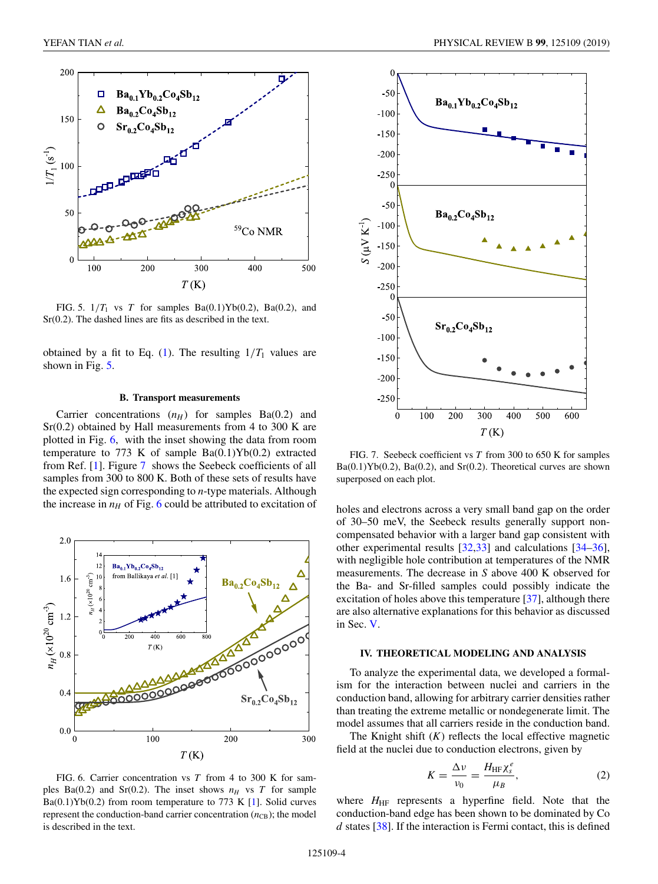FIG. 5. $1/T_1$ vs $T$ for samples Ba(0.1)Yb(0.2), Ba(0.2), and Sr(0.2). The dashed lines are fits as described in the text.

obtained by a fit to Eq. (1). The resulting $1/T_1$ values are shown in Fig. 5.

### B. Transport measurements

Carrier concentrations ($n_H$) for samples Ba(0.2) and Sr(0.2) obtained by Hall measurements from 4 to 300 K are plotted in Fig. 6, with the inset showing the data from room temperature to 773 K of sample Ba(0.1)Yb(0.2) extracted from Ref. [1]. Figure 7 shows the Seebeck coefficients of all samples from 300 to 800 K. Both of these sets of results have the expected sign corresponding to $n$-type materials. Although the increase in $n_H$ of Fig. 6 could be attributed to excitation of holes and electrons across a very small band gap on the order of 30–50 meV, the Seebeck results generally support non-compensated behavior with a larger band gap consistent with other experimental results [32,33] and calculations [34–36], with negligible hole contribution at temperatures of the NMR measurements. The decrease in $S$ above 400 K observed for the Ba- and Sr-filled samples could possibly indicate the excitation of holes above this temperature [37], although there are also alternative explanations for this behavior as discussed in Sec. V.

FIG. 6. Carrier concentration vs $T$ from 4 to 300 K for samples Ba(0.2) and Sr(0.2). The inset shows $n_H$ vs $T$ for sample Ba(0.1)Yb(0.2) from room temperature to 773 K [1]. Solid curves represent the conduction-band carrier concentration ($n_{CB}$); the model is described in the text.

FIG. 7. Seebeck coefficient vs $T$ from 300 to 650 K for samples Ba(0.1)Yb(0.2), Ba(0.2), and Sr(0.2). Theoretical curves are shown superposed on each plot.

## IV. THEORETICAL MODELING AND ANALYSIS

To analyze the experimental data, we developed a formalism for the interaction between nuclei and carriers in the conduction band, allowing for arbitrary carrier densities rather than treating the extreme metallic or nondegenerate limit. The model assumes that all carriers reside in the conduction band.

The Knight shift ($K$) reflects the local effective magnetic field at the nuclei due to conduction electrons, given by

$$K = \frac{\Delta\nu}{\nu_0} = \frac{H_{\mathrm{HF}}\chi_s^e}{\mu_B}, \tag{2}$$

where $H_{\mathrm{HF}}$ represents a hyperfine field. Note that the conduction-band edge has been shown to be dominated by Co $d$ states [38]. If the interaction is Fermi contact, this is defined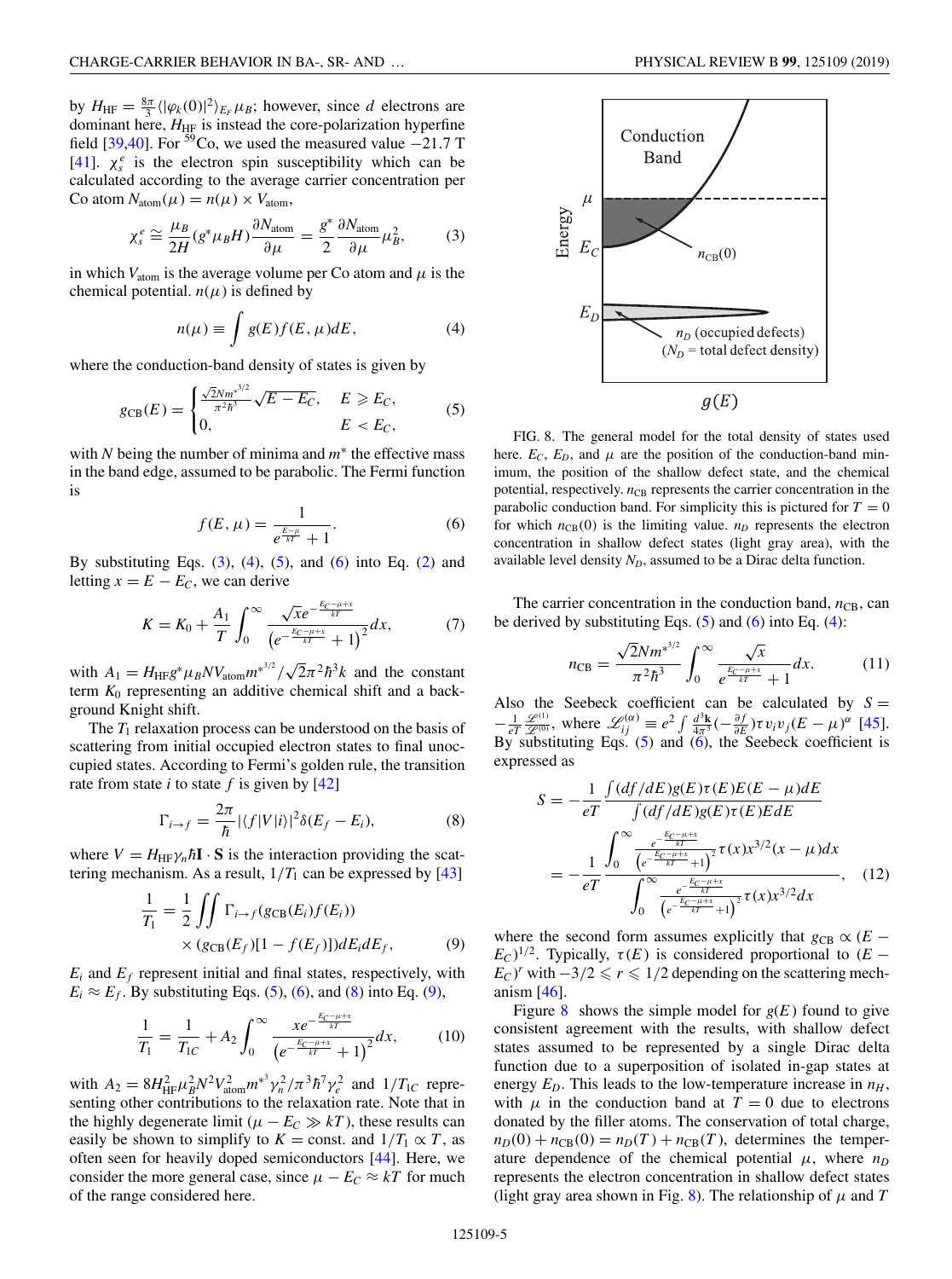by $H_{\rm HF} = \frac{8\pi}{3}\langle|\varphi_k(0)|^2\rangle_{E_F}\mu_B$; however, since $d$ electrons are dominant here, $H_{\rm HF}$ is instead the core-polarization hyperfine field [39,40]. For $^{59}$Co, we used the measured value −21.7 T [41]. $\chi_s^e$ is the electron spin susceptibility which can be calculated according to the average carrier concentration per Co atom $N_{\rm atom}(\mu) = n(\mu) \times V_{\rm atom}$,

$$\chi_s^e \cong \frac{\mu_B}{2H}(g^*\mu_B H)\frac{\partial N_{\rm atom}}{\partial \mu} = \frac{g^*}{2}\frac{\partial N_{\rm atom}}{\partial \mu}\mu_B^2, \tag{3}$$

in which $V_{\rm atom}$ is the average volume per Co atom and $\mu$ is the chemical potential. $n(\mu)$ is defined by

$$n(\mu) \equiv \int g(E)f(E,\mu)dE, \tag{4}$$

where the conduction-band density of states is given by

$$g_{\rm CB}(E) = \begin{cases} \frac{\sqrt{2}Nm^{*3/2}}{\pi^2\hbar^3}\sqrt{E - E_C}, & E \geqslant E_C, \\ 0, & E < E_C, \end{cases} \tag{5}$$

with $N$ being the number of minima and $m^*$ the effective mass in the band edge, assumed to be parabolic. The Fermi function is

$$f(E,\mu) = \frac{1}{e^{\frac{E-\mu}{kT}} + 1}. \tag{6}$$

By substituting Eqs. (3), (4), (5), and (6) into Eq. (2) and letting $x = E - E_C$, we can derive

$$K = K_0 + \frac{A_1}{T}\int_0^\infty \frac{\sqrt{x}e^{-\frac{E_C-\mu+x}{kT}}}{\left(e^{-\frac{E_C-\mu+x}{kT}} + 1\right)^2}dx, \tag{7}$$

with $A_1 = H_{\rm HF}g^*\mu_B N V_{\rm atom} m^{*3/2}/\sqrt{2}\pi^2\hbar^3 k$ and the constant term $K_0$ representing an additive chemical shift and a background Knight shift.

The $T_1$ relaxation process can be understood on the basis of scattering from initial occupied electron states to final unoccupied states. According to Fermi's golden rule, the transition rate from state $i$ to state $f$ is given by [42]

$$\Gamma_{i\to f} = \frac{2\pi}{\hbar}|\langle f|V|i\rangle|^2\delta(E_f - E_i), \tag{8}$$

where $V = H_{\rm HF}\gamma_n\hbar\mathbf{I}\cdot\mathbf{S}$ is the interaction providing the scattering mechanism. As a result, $1/T_1$ can be expressed by [43]

$$\frac{1}{T_1} = \frac{1}{2}\iint \Gamma_{i\to f}(g_{\rm CB}(E_i)f(E_i)) \times (g_{\rm CB}(E_f)[1 - f(E_f)])dE_i dE_f, \tag{9}$$

$E_i$ and $E_f$ represent initial and final states, respectively, with $E_i \approx E_f$. By substituting Eqs. (5), (6), and (8) into Eq. (9),

$$\frac{1}{T_1} = \frac{1}{T_{1C}} + A_2\int_0^\infty \frac{xe^{-\frac{E_C-\mu+x}{kT}}}{\left(e^{-\frac{E_C-\mu+x}{kT}} + 1\right)^2}dx, \tag{10}$$

with $A_2 = 8H_{\rm HF}^2\mu_B^2 N^2 V_{\rm atom}^2 m^{*3}\gamma_n^2/\pi^3\hbar^7\gamma_e^2$ and $1/T_{1C}$ representing other contributions to the relaxation rate. Note that in the highly degenerate limit ($\mu - E_C \gg kT$), these results can easily be shown to simplify to $K =$ const. and $1/T_1 \propto T$, as often seen for heavily doped semiconductors [44]. Here, we consider the more general case, since $\mu - E_C \approx kT$ for much of the range considered here.

FIG. 8. The general model for the total density of states used here. $E_C$, $E_D$, and $\mu$ are the position of the conduction-band minimum, the position of the shallow defect state, and the chemical potential, respectively. $n_{\rm CB}$ represents the carrier concentration in the parabolic conduction band. For simplicity this is pictured for $T = 0$ for which $n_{\rm CB}(0)$ is the limiting value. $n_D$ represents the electron concentration in shallow defect states (light gray area), with the available level density $N_D$, assumed to be a Dirac delta function.

The carrier concentration in the conduction band, $n_{\rm CB}$, can be derived by substituting Eqs. (5) and (6) into Eq. (4):

$$n_{\rm CB} = \frac{\sqrt{2}Nm^{*3/2}}{\pi^2\hbar^3}\int_0^\infty \frac{\sqrt{x}}{e^{\frac{x}{kT}} + 1}dx. \tag{11}$$

Also the Seebeck coefficient can be calculated by $S = -\frac{1}{eT}\frac{\mathscr{L}^{(1)}}{\mathscr{L}^{(0)}}$, where $\mathscr{L}_{ij}^{(\alpha)} \equiv e^2\int\frac{d^3\mathbf{k}}{4\pi^3}(-\frac{\partial f}{\partial E})\tau v_i v_j(E - \mu)^\alpha$ [45]. By substituting Eqs. (5) and (6), the Seebeck coefficient is expressed as

$$S = -\frac{1}{eT}\frac{\int(df/dE)g(E)\tau(E)E(E-\mu)dE}{\int(df/dE)g(E)\tau(E)EdE} = -\frac{1}{eT}\frac{\int_0^\infty \frac{e^{-\frac{E_C-\mu+x}{kT}}}{\left(e^{-\frac{E_C-\mu+x}{kT}}+1\right)^2}\tau(x)x^{3/2}(x-\mu)dx}{\int_0^\infty \frac{e^{-\frac{E_C-\mu+x}{kT}}}{\left(e^{-\frac{E_C-\mu+x}{kT}}+1\right)^2}\tau(x)x^{3/2}dx}, \tag{12}$$

where the second form assumes explicitly that $g_{\rm CB} \propto (E - E_C)^{1/2}$. Typically, $\tau(E)$ is considered proportional to $(E - E_C)^r$ with $-3/2 \leqslant r \leqslant 1/2$ depending on the scattering mechanism [46].

Figure 8 shows the simple model for $g(E)$ found to give consistent agreement with the results, with shallow defect states assumed to be represented by a single Dirac delta function due to a superposition of isolated in-gap states at energy $E_D$. This leads to the low-temperature increase in $n_H$, with $\mu$ in the conduction band at $T = 0$ due to electrons donated by the filler atoms. The conservation of total charge, $n_D(0) + n_{\rm CB}(0) = n_D(T) + n_{\rm CB}(T)$, determines the temperature dependence of the chemical potential $\mu$, where $n_D$ represents the electron concentration in shallow defect states (light gray area shown in Fig. 8). The relationship of $\mu$ and $T$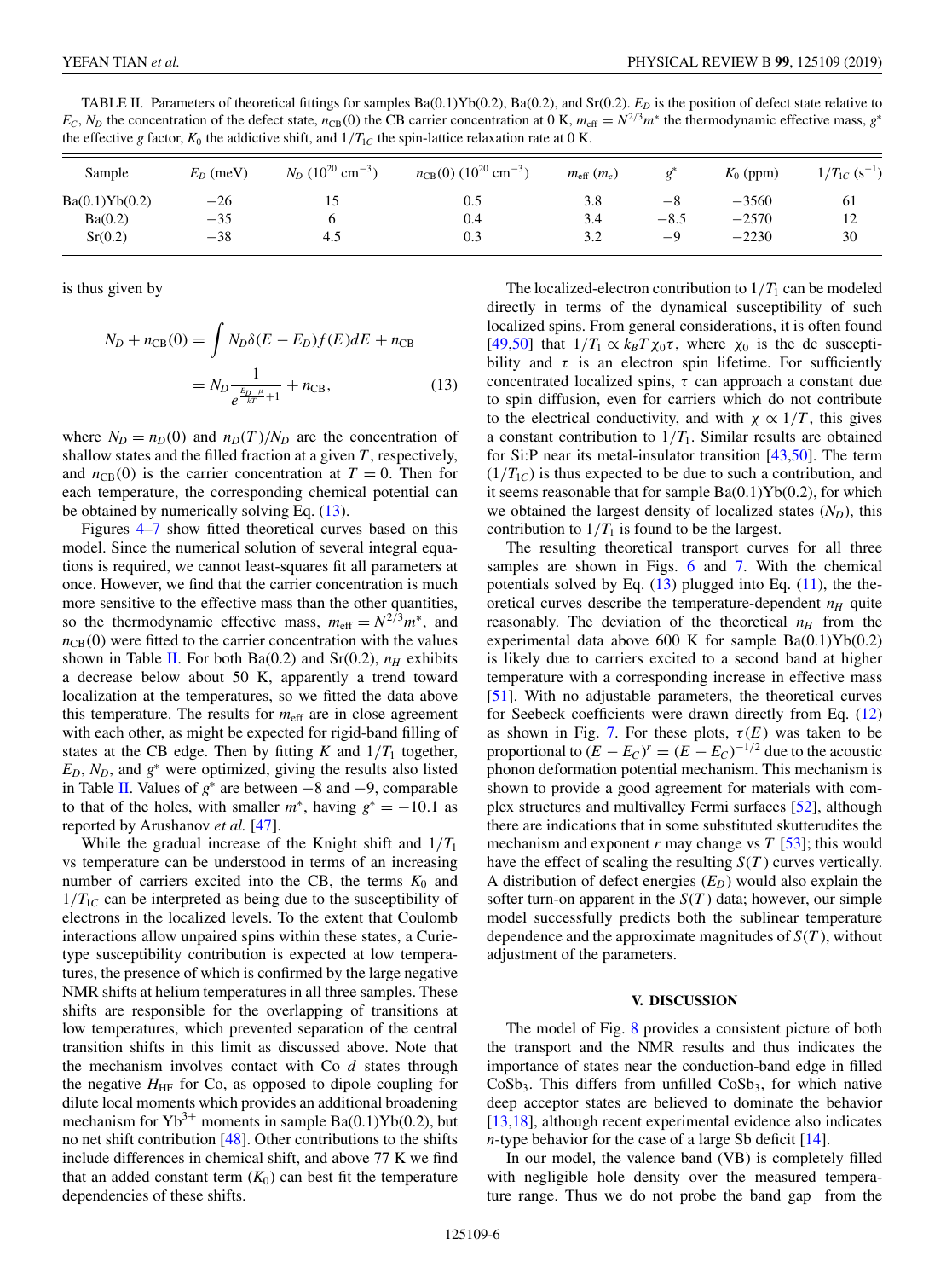TABLE II. Parameters of theoretical fittings for samples Ba(0.1)Yb(0.2), Ba(0.2), and Sr(0.2). $E_D$ is the position of defect state relative to $E_C$, $N_D$ the concentration of the defect state, $n_{\rm CB}(0)$ the CB carrier concentration at 0 K, $m_{\rm eff} = N^{2/3}m^*$ the thermodynamic effective mass, $g^*$ the effective $g$ factor, $K_0$ the addictive shift, and $1/T_{1C}$ the spin-lattice relaxation rate at 0 K.

| Sample | $E_D$ (meV) | $N_D$ ($10^{20}$ cm$^{-3}$) | $n_{\rm CB}(0)$ ($10^{20}$ cm$^{-3}$) | $m_{\rm eff}$ ($m_e$) | $g^*$ | $K_0$ (ppm) | $1/T_{1C}$ (s$^{-1}$) |
|---|---|---|---|---|---|---|---|
| Ba(0.1)Yb(0.2) | −26 | 15 | 0.5 | 3.8 | −8 | −3560 | 61 |
| Ba(0.2) | −35 | 6 | 0.4 | 3.4 | −8.5 | −2570 | 12 |
| Sr(0.2) | −38 | 4.5 | 0.3 | 3.2 | −9 | −2230 | 30 |

is thus given by

$$
\begin{aligned}
N_D + n_{\rm CB}(0) &= \int N_D \delta(E - E_D) f(E) dE + n_{\rm CB} \\
&= N_D \frac{1}{e^{\frac{E_D-\mu}{kT}}+1} + n_{\rm CB},
\end{aligned} \tag{13}
$$

where $N_D = n_D(0)$ and $n_D(T)/N_D$ are the concentration of shallow states and the filled fraction at a given $T$, respectively, and $n_{\rm CB}(0)$ is the carrier concentration at $T = 0$. Then for each temperature, the corresponding chemical potential can be obtained by numerically solving Eq. (13).

Figures 4–7 show fitted theoretical curves based on this model. Since the numerical solution of several integral equations is required, we cannot least-squares fit all parameters at once. However, we find that the carrier concentration is much more sensitive to the effective mass than the other quantities, so the thermodynamic effective mass, $m_{\rm eff} = N^{2/3}m^*$, and $n_{\rm CB}(0)$ were fitted to the carrier concentration with the values shown in Table II. For both Ba(0.2) and Sr(0.2), $n_H$ exhibits a decrease below about 50 K, apparently a trend toward localization at the temperatures, so we fitted the data above this temperature. The results for $m_{\rm eff}$ are in close agreement with each other, as might be expected for rigid-band filling of states at the CB edge. Then by fitting $K$ and $1/T_1$ together, $E_D$, $N_D$, and $g^*$ were optimized, giving the results also listed in Table II. Values of $g^*$ are between −8 and −9, comparable to that of the holes, with smaller $m^*$, having $g^* = -10.1$ as reported by Arushanov *et al.* [47].

While the gradual increase of the Knight shift and $1/T_1$ vs temperature can be understood in terms of an increasing number of carriers excited into the CB, the terms $K_0$ and $1/T_{1C}$ can be interpreted as being due to the susceptibility of electrons in the localized levels. To the extent that Coulomb interactions allow unpaired spins within these states, a Curie-type susceptibility contribution is expected at low temperatures, the presence of which is confirmed by the large negative NMR shifts at helium temperatures in all three samples. These shifts are responsible for the overlapping of transitions at low temperatures, which prevented separation of the central transition shifts in this limit as discussed above. Note that the mechanism involves contact with Co $d$ states through the negative $H_{\rm HF}$ for Co, as opposed to dipole coupling for dilute local moments which provides an additional broadening mechanism for $Yb^{3+}$ moments in sample Ba(0.1)Yb(0.2), but no net shift contribution [48]. Other contributions to the shifts include differences in chemical shift, and above 77 K we find that an added constant term ($K_0$) can best fit the temperature dependencies of these shifts.

The localized-electron contribution to $1/T_1$ can be modeled directly in terms of the dynamical susceptibility of such localized spins. From general considerations, it is often found [49,50] that $1/T_1 \propto k_B T \chi_0 \tau$, where $\chi_0$ is the dc susceptibility and $\tau$ is an electron spin lifetime. For sufficiently concentrated localized spins, $\tau$ can approach a constant due to spin diffusion, even for carriers which do not contribute to the electrical conductivity, and with $\chi \propto 1/T$, this gives a constant contribution to $1/T_1$. Similar results are obtained for Si:P near its metal-insulator transition [43,50]. The term $(1/T_{1C})$ is thus expected to be due to such a contribution, and it seems reasonable that for sample Ba(0.1)Yb(0.2), for which we obtained the largest density of localized states ($N_D$), this contribution to $1/T_1$ is found to be the largest.

The resulting theoretical transport curves for all three samples are shown in Figs. 6 and 7. With the chemical potentials solved by Eq. (13) plugged into Eq. (11), the theoretical curves describe the temperature-dependent $n_H$ quite reasonably. The deviation of the theoretical $n_H$ from the experimental data above 600 K for sample Ba(0.1)Yb(0.2) is likely due to carriers excited to a second band at higher temperature with a corresponding increase in effective mass [51]. With no adjustable parameters, the theoretical curves for Seebeck coefficients were drawn directly from Eq. (12) as shown in Fig. 7. For these plots, $\tau(E)$ was taken to be proportional to $(E - E_C)^r = (E - E_C)^{-1/2}$ due to the acoustic phonon deformation potential mechanism. This mechanism is shown to provide a good agreement for materials with complex structures and multivalley Fermi surfaces [52], although there are indications that in some substituted skutterudites the mechanism and exponent $r$ may change vs $T$ [53]; this would have the effect of scaling the resulting $S(T)$ curves vertically. A distribution of defect energies ($E_D$) would also explain the softer turn-on apparent in the $S(T)$ data; however, our simple model successfully predicts both the sublinear temperature dependence and the approximate magnitudes of $S(T)$, without adjustment of the parameters.

## V. DISCUSSION

The model of Fig. 8 provides a consistent picture of both the transport and the NMR results and thus indicates the importance of states near the conduction-band edge in filled $CoSb_3$. This differs from unfilled $CoSb_3$, for which native deep acceptor states are believed to dominate the behavior [13,18], although recent experimental evidence also indicates $n$-type behavior for the case of a large Sb deficit [14].

In our model, the valence band (VB) is completely filled with negligible hole density over the measured temperature range. Thus we do not probe the band gap from the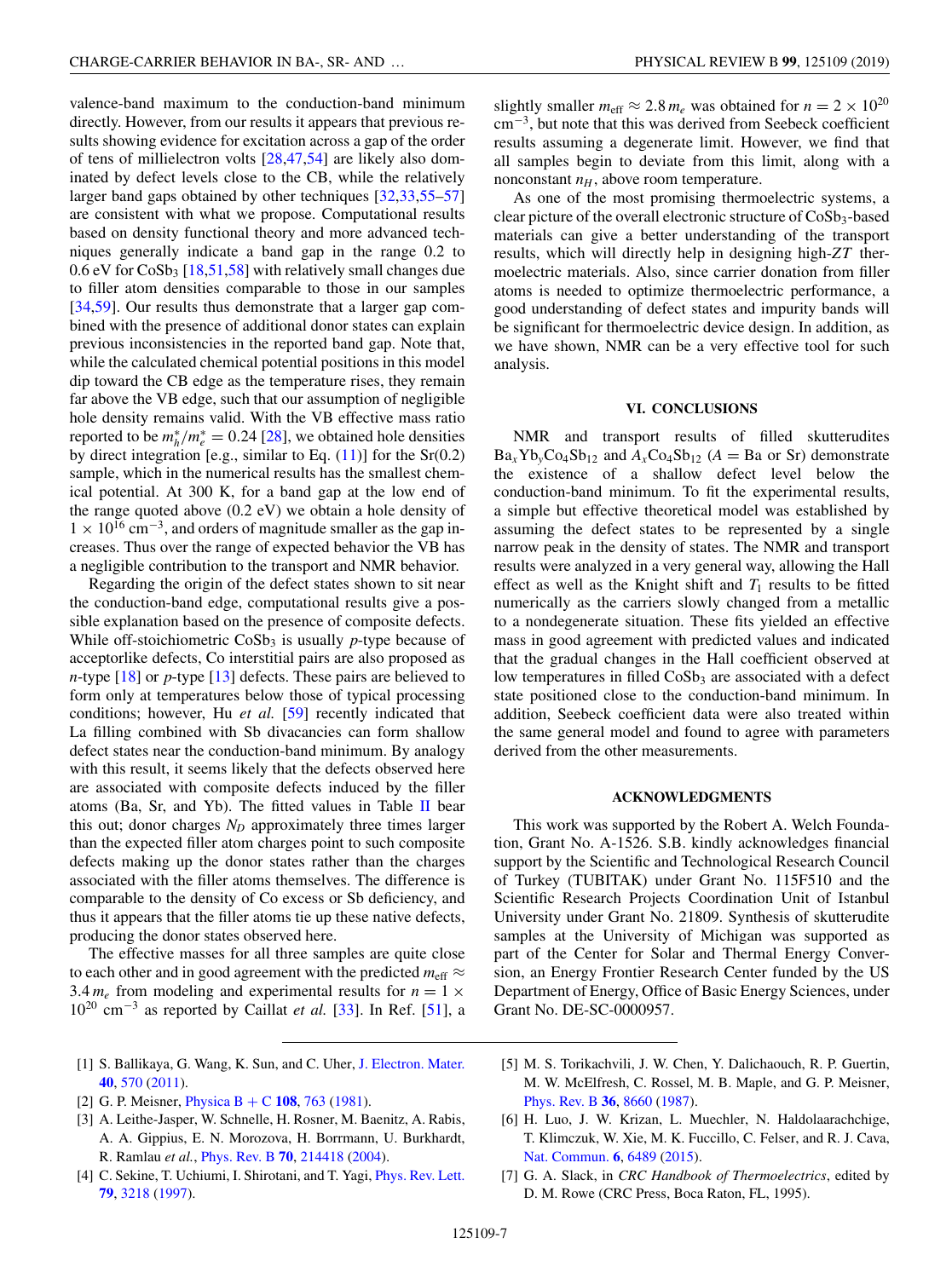valence-band maximum to the conduction-band minimum directly. However, from our results it appears that previous results showing evidence for excitation across a gap of the order of tens of millielectron volts [28,47,54] are likely also dominated by defect levels close to the CB, while the relatively larger band gaps obtained by other techniques [32,33,55–57] are consistent with what we propose. Computational results based on density functional theory and more advanced techniques generally indicate a band gap in the range 0.2 to 0.6 eV for $CoSb_3$ [18,51,58] with relatively small changes due to filler atom densities comparable to those in our samples [34,59]. Our results thus demonstrate that a larger gap combined with the presence of additional donor states can explain previous inconsistencies in the reported band gap. Note that, while the calculated chemical potential positions in this model dip toward the CB edge as the temperature rises, they remain far above the VB edge, such that our assumption of negligible hole density remains valid. With the VB effective mass ratio reported to be $m_h^*/m_e^* = 0.24$ [28], we obtained hole densities by direct integration [e.g., similar to Eq. (11)] for the Sr(0.2) sample, which in the numerical results has the smallest chemical potential. At 300 K, for a band gap at the low end of the range quoted above (0.2 eV) we obtain a hole density of $1 \times 10^{16}$ cm$^{-3}$, and orders of magnitude smaller as the gap increases. Thus over the range of expected behavior the VB has a negligible contribution to the transport and NMR behavior.

Regarding the origin of the defect states shown to sit near the conduction-band edge, computational results give a possible explanation based on the presence of composite defects. While off-stoichiometric $CoSb_3$ is usually *p*-type because of acceptorlike defects, Co interstitial pairs are also proposed as *n*-type [18] or *p*-type [13] defects. These pairs are believed to form only at temperatures below those of typical processing conditions; however, Hu *et al.* [59] recently indicated that La filling combined with Sb divacancies can form shallow defect states near the conduction-band minimum. By analogy with this result, it seems likely that the defects observed here are associated with composite defects induced by the filler atoms (Ba, Sr, and Yb). The fitted values in Table II bear this out; donor charges $N_D$ approximately three times larger than the expected filler atom charges point to such composite defects making up the donor states rather than the charges associated with the filler atoms themselves. The difference is comparable to the density of Co excess or Sb deficiency, and thus it appears that the filler atoms tie up these native defects, producing the donor states observed here.

The effective masses for all three samples are quite close to each other and in good agreement with the predicted $m_{\text{eff}} \approx 3.4\, m_e$ from modeling and experimental results for $n = 1 \times 10^{20}$ cm$^{-3}$ as reported by Caillat *et al.* [33]. In Ref. [51], a slightly smaller $m_{\text{eff}} \approx 2.8\, m_e$ was obtained for $n = 2 \times 10^{20}$ cm$^{-3}$, but note that this was derived from Seebeck coefficient results assuming a degenerate limit. However, we find that all samples begin to deviate from this limit, along with a nonconstant $n_H$, above room temperature.

As one of the most promising thermoelectric systems, a clear picture of the overall electronic structure of $CoSb_3$-based materials can give a better understanding of the transport results, which will directly help in designing high-*ZT* thermoelectric materials. Also, since carrier donation from filler atoms is needed to optimize thermoelectric performance, a good understanding of defect states and impurity bands will be significant for thermoelectric device design. In addition, as we have shown, NMR can be a very effective tool for such analysis.

## VI. CONCLUSIONS

NMR and transport results of filled skutterudites $Ba_xYb_yCo_4Sb_{12}$ and $A_xCo_4Sb_{12}$ ($A$ = Ba or Sr) demonstrate the existence of a shallow defect level below the conduction-band minimum. To fit the experimental results, a simple but effective theoretical model was established by assuming the defect states to be represented by a single narrow peak in the density of states. The NMR and transport results were analyzed in a very general way, allowing the Hall effect as well as the Knight shift and $T_1$ results to be fitted numerically as the carriers slowly changed from a metallic to a nondegenerate situation. These fits yielded an effective mass in good agreement with predicted values and indicated that the gradual changes in the Hall coefficient observed at low temperatures in filled $CoSb_3$ are associated with a defect state positioned close to the conduction-band minimum. In addition, Seebeck coefficient data were also treated within the same general model and found to agree with parameters derived from the other measurements.

## ACKNOWLEDGMENTS

This work was supported by the Robert A. Welch Foundation, Grant No. A-1526. S.B. kindly acknowledges financial support by the Scientific and Technological Research Council of Turkey (TUBITAK) under Grant No. 115F510 and the Scientific Research Projects Coordination Unit of Istanbul University under Grant No. 21809. Synthesis of skutterudite samples at the University of Michigan was supported as part of the Center for Solar and Thermal Energy Conversion, an Energy Frontier Research Center funded by the US Department of Energy, Office of Basic Energy Sciences, under Grant No. DE-SC-0000957.

[1] S. Ballikaya, G. Wang, K. Sun, and C. Uher, J. Electron. Mater. **40**, 570 (2011).

[2] G. P. Meisner, Physica B + C **108**, 763 (1981).

[3] A. Leithe-Jasper, W. Schnelle, H. Rosner, M. Baenitz, A. Rabis, A. A. Gippius, E. N. Morozova, H. Borrmann, U. Burkhardt, R. Ramlau *et al.*, Phys. Rev. B **70**, 214418 (2004).

[4] C. Sekine, T. Uchiumi, I. Shirotani, and T. Yagi, Phys. Rev. Lett. **79**, 3218 (1997).

[5] M. S. Torikachvili, J. W. Chen, Y. Dalichaouch, R. P. Guertin, M. W. McElfresh, C. Rossel, M. B. Maple, and G. P. Meisner, Phys. Rev. B **36**, 8660 (1987).

[6] H. Luo, J. W. Krizan, L. Muechler, N. Haldolaarachchige, T. Klimczuk, W. Xie, M. K. Fuccillo, C. Felser, and R. J. Cava, Nat. Commun. **6**, 6489 (2015).

[7] G. A. Slack, in *CRC Handbook of Thermoelectrics*, edited by D. M. Rowe (CRC Press, Boca Raton, FL, 1995).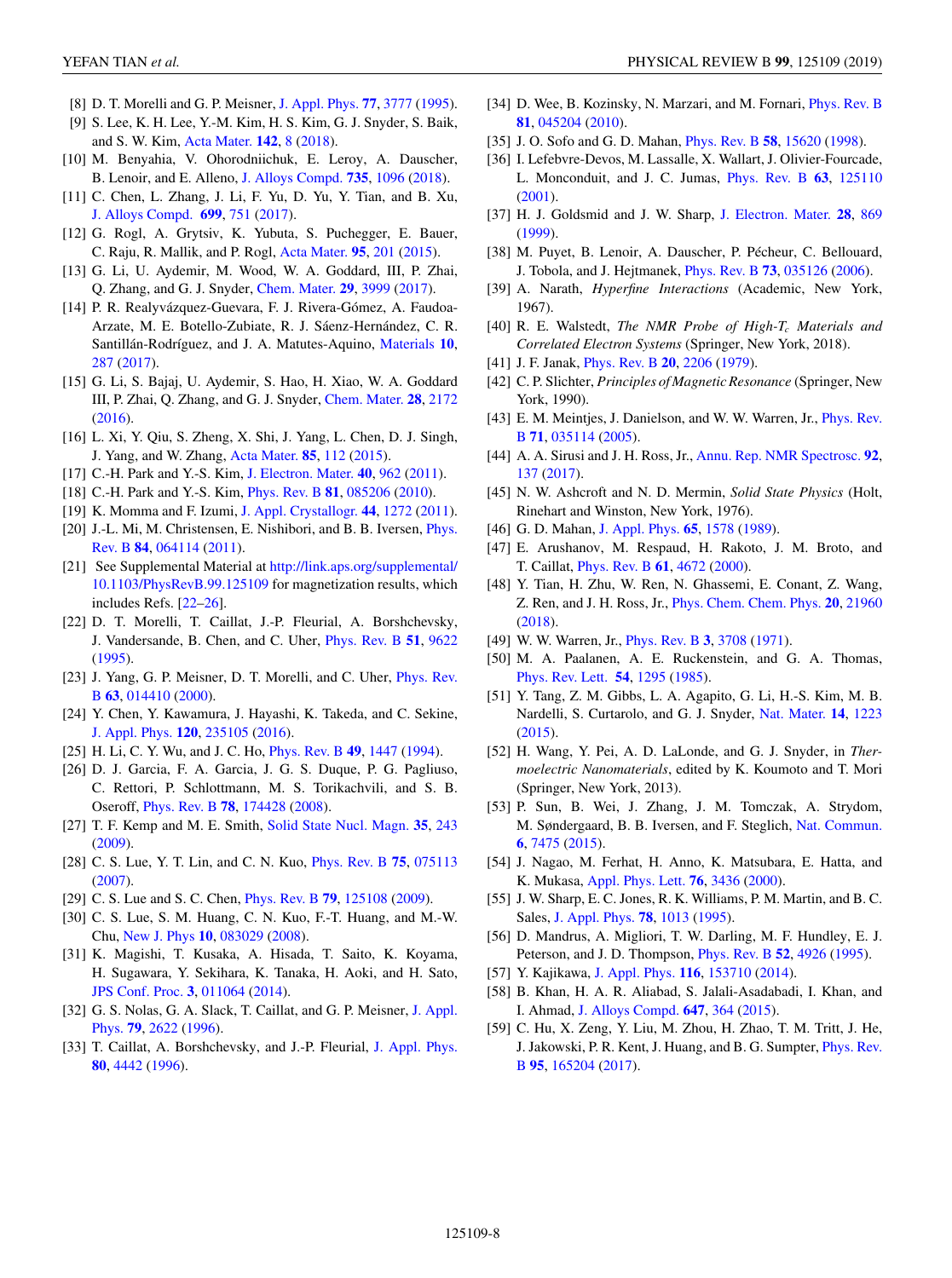[8] D. T. Morelli and G. P. Meisner, J. Appl. Phys. **77**, 3777 (1995).

[9] S. Lee, K. H. Lee, Y.-M. Kim, H. S. Kim, G. J. Snyder, S. Baik, and S. W. Kim, Acta Mater. **142**, 8 (2018).

[10] M. Benyahia, V. Ohorodniichuk, E. Leroy, A. Dauscher, B. Lenoir, and E. Alleno, J. Alloys Compd. **735**, 1096 (2018).

[11] C. Chen, L. Zhang, J. Li, F. Yu, D. Yu, Y. Tian, and B. Xu, J. Alloys Compd. **699**, 751 (2017).

[12] G. Rogl, A. Grytsiv, K. Yubuta, S. Puchegger, E. Bauer, C. Raju, R. Mallik, and P. Rogl, Acta Mater. **95**, 201 (2015).

[13] G. Li, U. Aydemir, M. Wood, W. A. Goddard, III, P. Zhai, Q. Zhang, and G. J. Snyder, Chem. Mater. **29**, 3999 (2017).

[14] P. R. Realyvázquez-Guevara, F. J. Rivera-Gómez, A. Faudoa-Arzate, M. E. Botello-Zubiate, R. J. Sáenz-Hernández, C. R. Santillán-Rodríguez, and J. A. Matutes-Aquino, Materials **10**, 287 (2017).

[15] G. Li, S. Bajaj, U. Aydemir, S. Hao, H. Xiao, W. A. Goddard III, P. Zhai, Q. Zhang, and G. J. Snyder, Chem. Mater. **28**, 2172 (2016).

[16] L. Xi, Y. Qiu, S. Zheng, X. Shi, J. Yang, L. Chen, D. J. Singh, J. Yang, and W. Zhang, Acta Mater. **85**, 112 (2015).

[17] C.-H. Park and Y.-S. Kim, J. Electron. Mater. **40**, 962 (2011).

[18] C.-H. Park and Y.-S. Kim, Phys. Rev. B **81**, 085206 (2010).

[19] K. Momma and F. Izumi, J. Appl. Crystallogr. **44**, 1272 (2011).

[20] J.-L. Mi, M. Christensen, E. Nishibori, and B. B. Iversen, Phys. Rev. B **84**, 064114 (2011).

[21] See Supplemental Material at http://link.aps.org/supplemental/10.1103/PhysRevB.99.125109 for magnetization results, which includes Refs. [22–26].

[22] D. T. Morelli, T. Caillat, J.-P. Fleurial, A. Borshchevsky, J. Vandersande, B. Chen, and C. Uher, Phys. Rev. B **51**, 9622 (1995).

[23] J. Yang, G. P. Meisner, D. T. Morelli, and C. Uher, Phys. Rev. B **63**, 014410 (2000).

[24] Y. Chen, Y. Kawamura, J. Hayashi, K. Takeda, and C. Sekine, J. Appl. Phys. **120**, 235105 (2016).

[25] H. Li, C. Y. Wu, and J. C. Ho, Phys. Rev. B **49**, 1447 (1994).

[26] D. J. Garcia, F. A. Garcia, J. G. S. Duque, P. G. Pagliuso, C. Rettori, P. Schlottmann, M. S. Torikachvili, and S. B. Oseroff, Phys. Rev. B **78**, 174428 (2008).

[27] T. F. Kemp and M. E. Smith, Solid State Nucl. Magn. **35**, 243 (2009).

[28] C. S. Lue, Y. T. Lin, and C. N. Kuo, Phys. Rev. B **75**, 075113 (2007).

[29] C. S. Lue and S. C. Chen, Phys. Rev. B **79**, 125108 (2009).

[30] C. S. Lue, S. M. Huang, C. N. Kuo, F.-T. Huang, and M.-W. Chu, New J. Phys **10**, 083029 (2008).

[31] K. Magishi, T. Kusaka, A. Hisada, T. Saito, K. Koyama, H. Sugawara, Y. Sekihara, K. Tanaka, H. Aoki, and H. Sato, JPS Conf. Proc. **3**, 011064 (2014).

[32] G. S. Nolas, G. A. Slack, T. Caillat, and G. P. Meisner, J. Appl. Phys. **79**, 2622 (1996).

[33] T. Caillat, A. Borshchevsky, and J.-P. Fleurial, J. Appl. Phys. **80**, 4442 (1996).

[34] D. Wee, B. Kozinsky, N. Marzari, and M. Fornari, Phys. Rev. B **81**, 045204 (2010).

[35] J. O. Sofo and G. D. Mahan, Phys. Rev. B **58**, 15620 (1998).

[36] I. Lefebvre-Devos, M. Lassalle, X. Wallart, J. Olivier-Fourcade, L. Monconduit, and J. C. Jumas, Phys. Rev. B **63**, 125110 (2001).

[37] H. J. Goldsmid and J. W. Sharp, J. Electron. Mater. **28**, 869 (1999).

[38] M. Puyet, B. Lenoir, A. Dauscher, P. Pécheur, C. Bellouard, J. Tobola, and J. Hejtmanek, Phys. Rev. B **73**, 035126 (2006).

[39] A. Narath, *Hyperfine Interactions* (Academic, New York, 1967).

[40] R. E. Walstedt, *The NMR Probe of High-$T_c$ Materials and Correlated Electron Systems* (Springer, New York, 2018).

[41] J. F. Janak, Phys. Rev. B **20**, 2206 (1979).

[42] C. P. Slichter, *Principles of Magnetic Resonance* (Springer, New York, 1990).

[43] E. M. Meintjes, J. Danielson, and W. W. Warren, Jr., Phys. Rev. B **71**, 035114 (2005).

[44] A. A. Sirusi and J. H. Ross, Jr., Annu. Rep. NMR Spectrosc. **92**, 137 (2017).

[45] N. W. Ashcroft and N. D. Mermin, *Solid State Physics* (Holt, Rinehart and Winston, New York, 1976).

[46] G. D. Mahan, J. Appl. Phys. **65**, 1578 (1989).

[47] E. Arushanov, M. Respaud, H. Rakoto, J. M. Broto, and T. Caillat, Phys. Rev. B **61**, 4672 (2000).

[48] Y. Tian, H. Zhu, W. Ren, N. Ghassemi, E. Conant, Z. Wang, Z. Ren, and J. H. Ross, Jr., Phys. Chem. Chem. Phys. **20**, 21960 (2018).

[49] W. W. Warren, Jr., Phys. Rev. B **3**, 3708 (1971).

[50] M. A. Paalanen, A. E. Ruckenstein, and G. A. Thomas, Phys. Rev. Lett. **54**, 1295 (1985).

[51] Y. Tang, Z. M. Gibbs, L. A. Agapito, G. Li, H.-S. Kim, M. B. Nardelli, S. Curtarolo, and G. J. Snyder, Nat. Mater. **14**, 1223 (2015).

[52] H. Wang, Y. Pei, A. D. LaLonde, and G. J. Snyder, in *Thermoelectric Nanomaterials*, edited by K. Koumoto and T. Mori (Springer, New York, 2013).

[53] P. Sun, B. Wei, J. Zhang, J. M. Tomczak, A. Strydom, M. Søndergaard, B. B. Iversen, and F. Steglich, Nat. Commun. **6**, 7475 (2015).

[54] J. Nagao, M. Ferhat, H. Anno, K. Matsubara, E. Hatta, and K. Mukasa, Appl. Phys. Lett. **76**, 3436 (2000).

[55] J. W. Sharp, E. C. Jones, R. K. Williams, P. M. Martin, and B. C. Sales, J. Appl. Phys. **78**, 1013 (1995).

[56] D. Mandrus, A. Migliori, T. W. Darling, M. F. Hundley, E. J. Peterson, and J. D. Thompson, Phys. Rev. B **52**, 4926 (1995).

[57] Y. Kajikawa, J. Appl. Phys. **116**, 153710 (2014).

[58] B. Khan, H. A. R. Aliabad, S. Jalali-Asadabadi, I. Khan, and I. Ahmad, J. Alloys Compd. **647**, 364 (2015).

[59] C. Hu, X. Zeng, Y. Liu, M. Zhou, H. Zhao, T. M. Tritt, J. He, J. Jakowski, P. R. Kent, J. Huang, and B. G. Sumpter, Phys. Rev. B **95**, 165204 (2017).